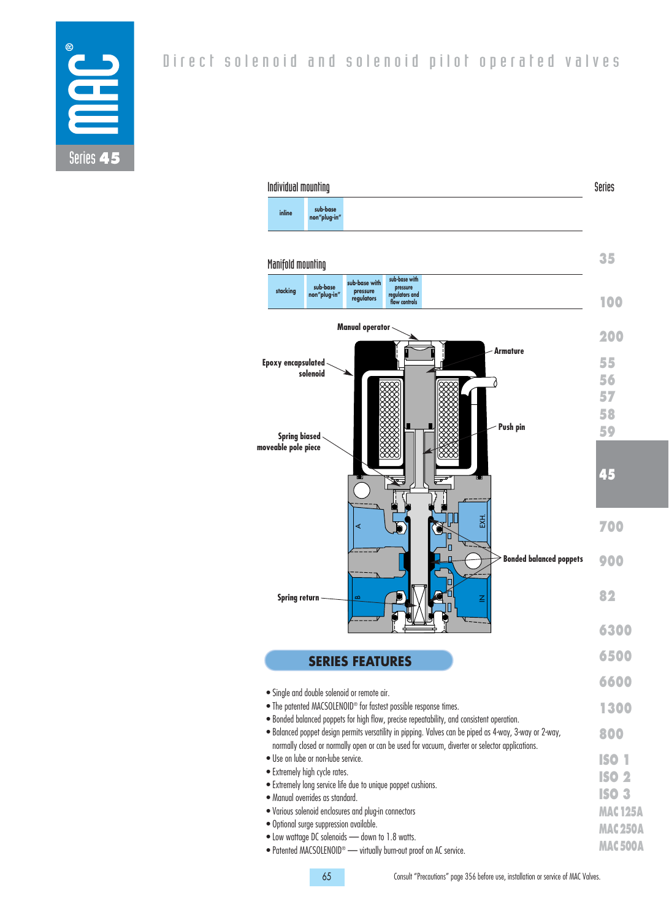# Direct solenoid and solenoid pilot operated valves

MAC Series 45

## Individual mounting

| inline | sub-base non"plug-in" |
|---|---|

## Manifold mounting

| stacking | sub-base non"plug-in" | sub-base with pressure regulators | sub-base with pressure regulators and flow controls |
|---|---|---|---|

Manual operator

Epoxy encapsulated solenoid

Armature

Push pin

Spring biased moveable pole piece

Bonded balanced poppets

Spring return

A

B

EXH.

IN

Series: 35, 100, 200, 55, 56, 57, 58, 59, 45, 700, 900, 82, 6300, 6500, 6600, 1300, 800, ISO 1, ISO 2, ISO 3, MAC 125A, MAC 250A, MAC 500A

## SERIES FEATURES

- Single and double solenoid or remote air.
- The patented MACSOLENOID® for fastest possible response times.
- Bonded balanced poppets for high flow, precise repeatability, and consistent operation.
- Balanced poppet design permits versatility in pipping. Valves can be piped as 4-way, 3-way or 2-way, normally closed or normally open or can be used for vacuum, diverter or selector applications.
- Use on lube or non-lube service.
- Extremely high cycle rates.
- Extremely long service life due to unique poppet cushions.
- Manual overrides as standard.
- Various solenoid enclosures and plug-in connectors
- Optional surge suppression available.
- Low wattage DC solenoids — down to 1.8 watts.
- Patented MACSOLENOID® — virtually burn-out proof on AC service.

Consult "Precautions" page 356 before use, installation or service of MAC Valves.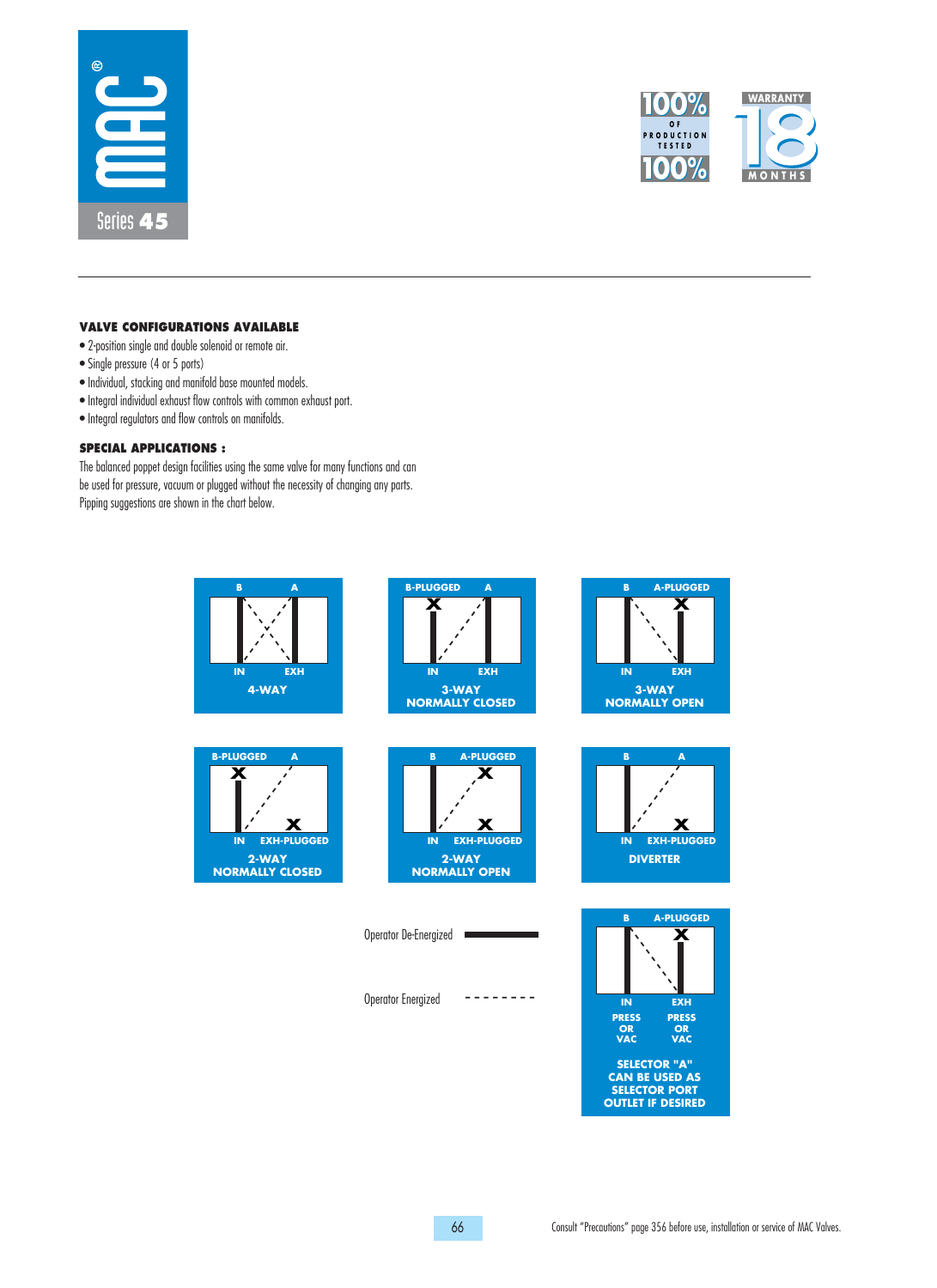### VALVE CONFIGURATIONS AVAILABLE

- 2-position single and double solenoid or remote air.
- Single pressure (4 or 5 ports)
- Individual, stacking and manifold base mounted models.
- Integral individual exhaust flow controls with common exhaust port.
- Integral regulators and flow controls on manifolds.

### SPECIAL APPLICATIONS :

The balanced poppet design facilities using the same valve for many functions and can be used for pressure, vacuum or plugged without the necessity of changing any parts. Pipping suggestions are shown in the chart below.

B A
IN EXH
**4-WAY**

B-PLUGGED A
IN EXH
**3-WAY NORMALLY CLOSED**

B A-PLUGGED
IN EXH
**3-WAY NORMALLY OPEN**

B-PLUGGED A
IN EXH-PLUGGED
**2-WAY NORMALLY CLOSED**

B A-PLUGGED
IN EXH-PLUGGED
**2-WAY NORMALLY OPEN**

B A
IN EXH-PLUGGED
**DIVERTER**

B A-PLUGGED
IN PRESS OR VAC
EXH PRESS OR VAC
**SELECTOR "A" CAN BE USED AS SELECTOR PORT OUTLET IF DESIRED**

Operator De-Energized (solid line)

Operator Energized (dashed line)

Consult "Precautions" page 356 before use, installation or service of MAC Valves.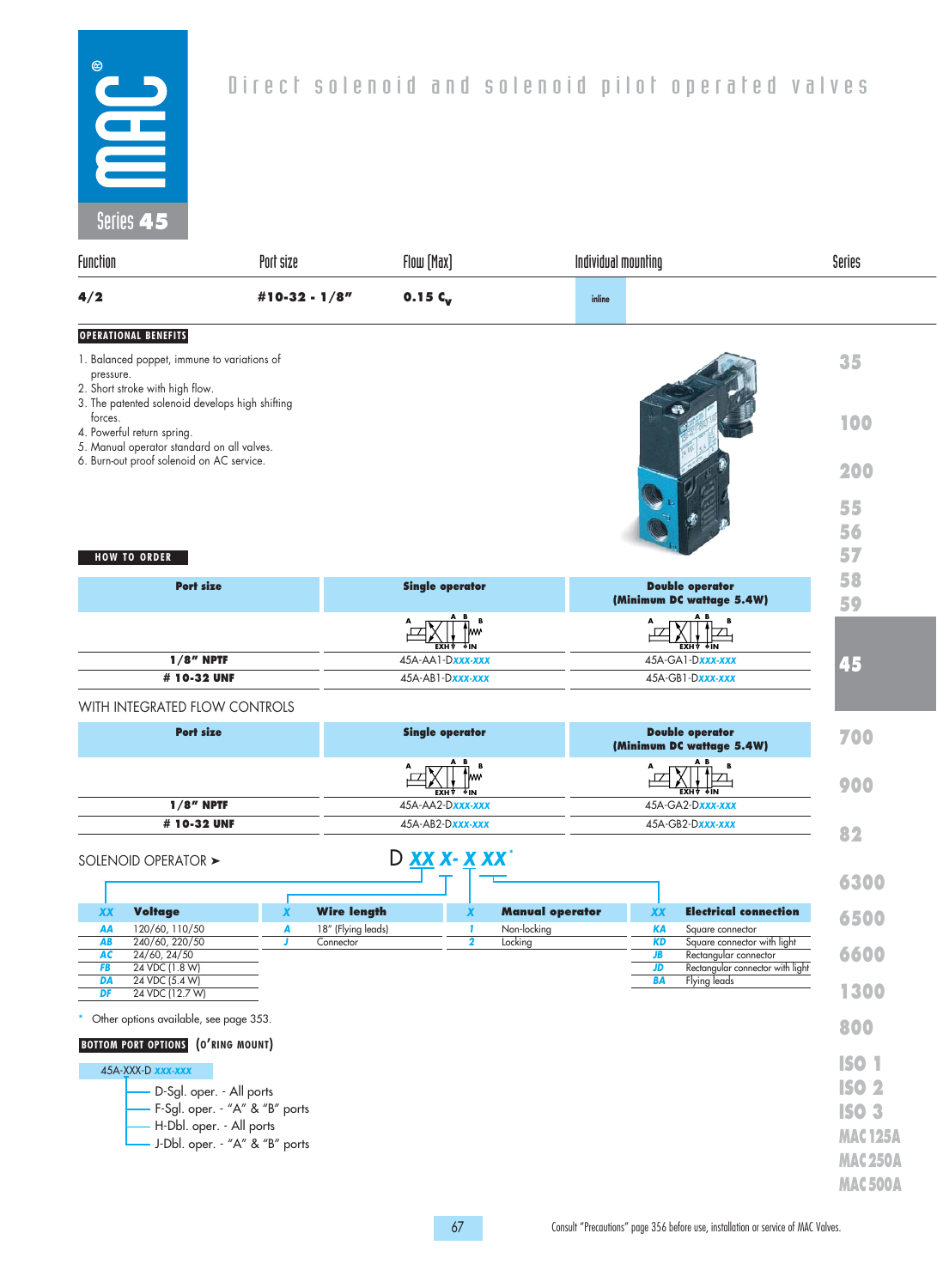# Direct solenoid and solenoid pilot operated valves

## Series 45

| Function | Port size | Flow (Max) | Individual mounting |
|---|---|---|---|
| 4/2 | #10-32 - 1/8" | 0.15 $C_v$ | inline |

### OPERATIONAL BENEFITS

1. Balanced poppet, immune to variations of pressure.
2. Short stroke with high flow.
3. The patented solenoid develops high shifting forces.
4. Powerful return spring.
5. Manual operator standard on all valves.
6. Burn-out proof solenoid on AC service.

### HOW TO ORDER

| Port size | Single operator | Double operator (Minimum DC wattage 5.4W) |
|---|---|---|
| 1/8" NPTF | 45A-AA1-Dxxx-xxx | 45A-GA1-Dxxx-xxx |
| # 10-32 UNF | 45A-AB1-Dxxx-xxx | 45A-GB1-Dxxx-xxx |

WITH INTEGRATED FLOW CONTROLS

| Port size | Single operator | Double operator (Minimum DC wattage 5.4W) |
|---|---|---|
| 1/8" NPTF | 45A-AA2-Dxxx-xxx | 45A-GA2-Dxxx-xxx |
| # 10-32 UNF | 45A-AB2-Dxxx-xxx | 45A-GB2-Dxxx-xxx |

SOLENOID OPERATOR ➤ D XX X- X XX*

| XX | Voltage |
|---|---|
| AA | 120/60, 110/50 |
| AB | 240/60, 220/50 |
| AC | 24/60, 24/50 |
| FB | 24 VDC (1.8 W) |
| DA | 24 VDC (5.4 W) |
| DF | 24 VDC (12.7 W) |

| X | Wire length |
|---|---|
| A | 18" (Flying leads) |
| J | Connector |

| X | Manual operator |
|---|---|
| 1 | Non-locking |
| 2 | Locking |

| XX | Electrical connection |
|---|---|
| KA | Square connector |
| KD | Square connector with light |
| JB | Rectangular connector |
| JD | Rectangular connector with light |
| BA | Flying leads |

\* Other options available, see page 353.

### BOTTOM PORT OPTIONS (O'RING MOUNT)

45A-XXX-D xxx-xxx

- D-Sgl. oper. - All ports
- F-Sgl. oper. - "A" & "B" ports
- H-Dbl. oper. - All ports
- J-Dbl. oper. - "A" & "B" ports

Consult "Precautions" page 356 before use, installation or service of MAC Valves.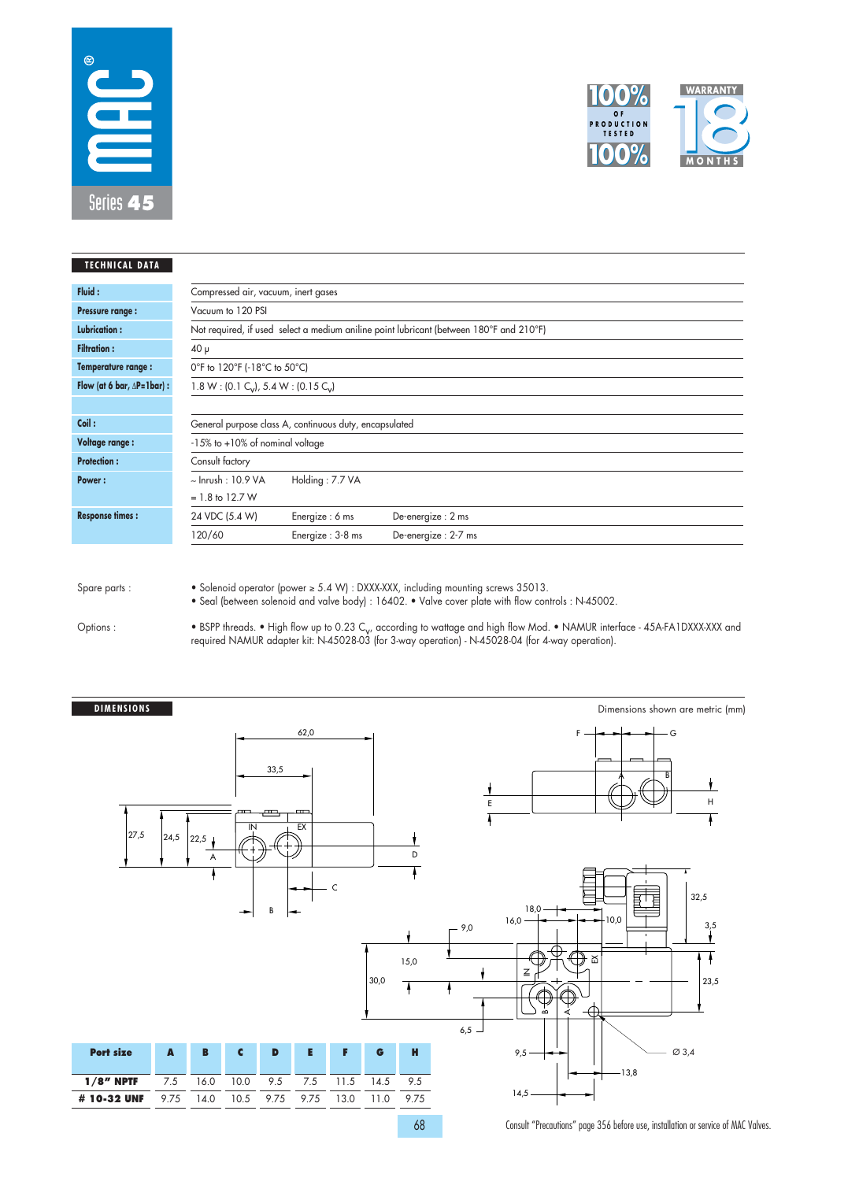# MAC Series 45

100% of production tested 100%

Warranty 18 months

## TECHNICAL DATA

| | |
|---|---|
| **Fluid :** | Compressed air, vacuum, inert gases |
| **Pressure range :** | Vacuum to 120 PSI |
| **Lubrication :** | Not required, if used select a medium aniline point lubricant (between 180°F and 210°F) |
| **Filtration :** | 40 µ |
| **Temperature range :** | 0°F to 120°F (-18°C to 50°C) |
| **Flow (at 6 bar, ΔP=1bar) :** | 1.8 W : (0.1 $C_v$), 5.4 W : (0.15 $C_v$) |
| | |
| **Coil :** | General purpose class A, continuous duty, encapsulated |
| **Voltage range :** | -15% to +10% of nominal voltage |
| **Protection :** | Consult factory |
| **Power :** | ~ Inrush : 10.9 VA    Holding : 7.7 VA<br>= 1.8 to 12.7 W |
| **Response times :** | 24 VDC (5.4 W)    Energize : 6 ms    De-energize : 2 ms<br>120/60    Energize : 3-8 ms    De-energize : 2-7 ms |

Spare parts :
- Solenoid operator (power ≥ 5.4 W) : DXXX-XXX, including mounting screws 35013.
- Seal (between solenoid and valve body) : 16402. • Valve cover plate with flow controls : N-45002.

Options :
- BSPP threads. • High flow up to 0.23 $C_v$, according to wattage and high flow Mod. • NAMUR interface - 45A-FA1DXXX-XXX and required NAMUR adapter kit: N-45028-03 (for 3-way operation) - N-45028-04 (for 4-way operation).

## DIMENSIONS

Dimensions shown are metric (mm)

| Port size | A | B | C | D | E | F | G | H |
|---|---|---|---|---|---|---|---|---|
| 1/8" NPTF | 7.5 | 16.0 | 10.0 | 9.5 | 7.5 | 11.5 | 14.5 | 9.5 |
| # 10-32 UNF | 9.75 | 14.0 | 10.5 | 9.75 | 9.75 | 13.0 | 11.0 | 9.75 |

Consult "Precautions" page 356 before use, installation or service of MAC Valves.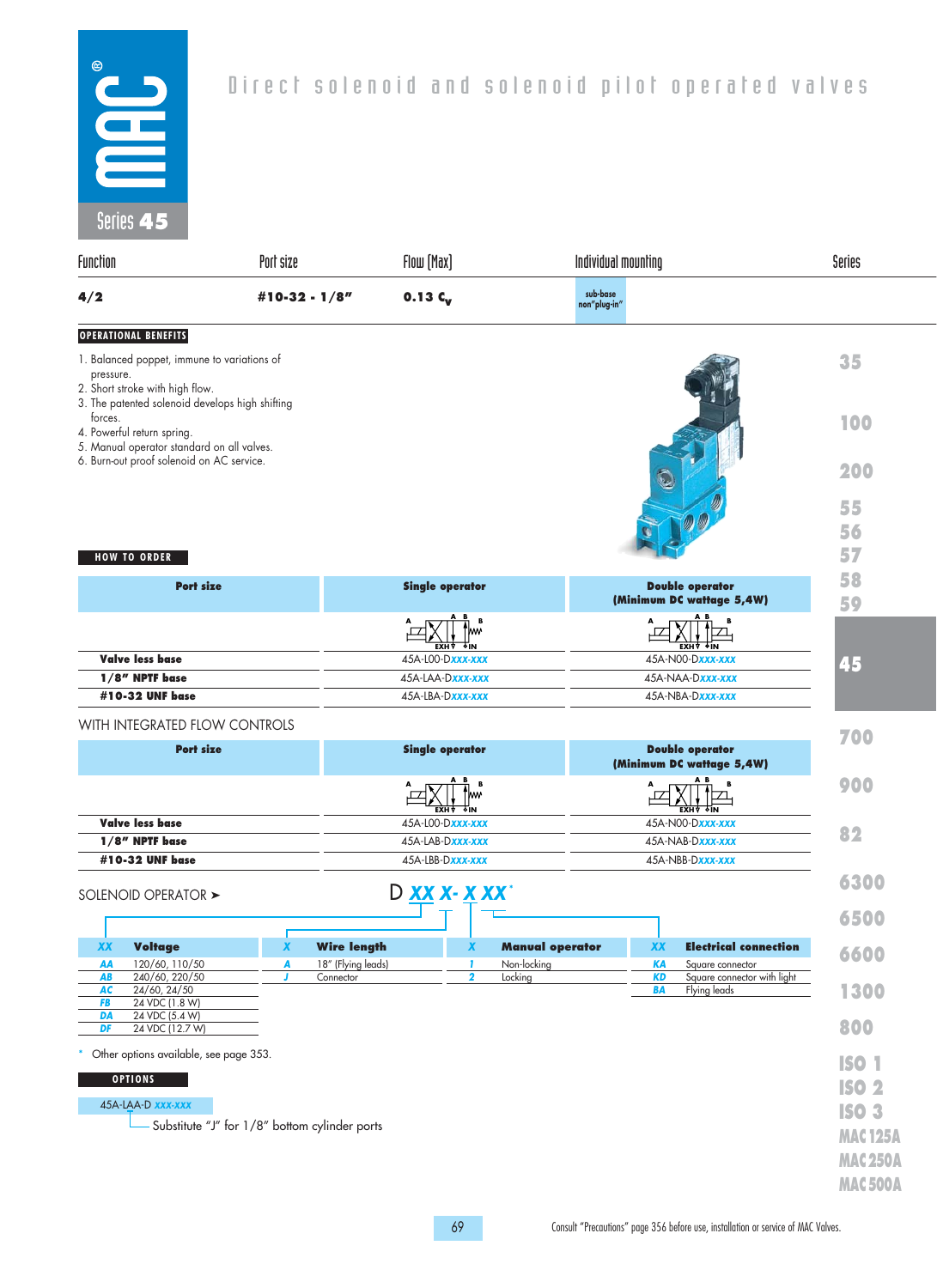# Direct solenoid and solenoid pilot operated valves

Series **45**

| Function | Port size | Flow (Max) | Individual mounting | Series |
|---|---|---|---|---|
| **4/2** | **#10-32 - 1/8"** | **0.13 $C_v$** | sub-base non"plug-in" | |

**OPERATIONAL BENEFITS**

1. Balanced poppet, immune to variations of pressure.
2. Short stroke with high flow.
3. The patented solenoid develops high shifting forces.
4. Powerful return spring.
5. Manual operator standard on all valves.
6. Burn-out proof solenoid on AC service.

**HOW TO ORDER**

| Port size | Single operator | Double operator (Minimum DC wattage 5,4W) |
|---|---|---|
| **Valve less base** | 45A-L00-D*xxx-xxx* | 45A-N00-D*xxx-xxx* |
| **1/8" NPTF base** | 45A-LAA-D*xxx-xxx* | 45A-NAA-D*xxx-xxx* |
| **#10-32 UNF base** | 45A-LBA-D*xxx-xxx* | 45A-NBA-D*xxx-xxx* |

WITH INTEGRATED FLOW CONTROLS

| Port size | Single operator | Double operator (Minimum DC wattage 5,4W) |
|---|---|---|
| **Valve less base** | 45A-L00-D*xxx-xxx* | 45A-N00-D*xxx-xxx* |
| **1/8" NPTF base** | 45A-LAB-D*xxx-xxx* | 45A-NAB-D*xxx-xxx* |
| **#10-32 UNF base** | 45A-LBB-D*xxx-xxx* | 45A-NBB-D*xxx-xxx* |

SOLENOID OPERATOR ➤ D XX X- X XX*

| XX | Voltage |
|---|---|
| AA | 120/60, 110/50 |
| AB | 240/60, 220/50 |
| AC | 24/60, 24/50 |
| FB | 24 VDC (1.8 W) |
| DA | 24 VDC (5.4 W) |
| DF | 24 VDC (12.7 W) |

| X | Wire length |
|---|---|
| A | 18" (Flying leads) |
| J | Connector |

| X | Manual operator |
|---|---|
| 1 | Non-locking |
| 2 | Locking |

| XX | Electrical connection |
|---|---|
| KA | Square connector |
| KD | Square connector with light |
| BA | Flying leads |

\* Other options available, see page 353.

**OPTIONS**

45A-LAA-D *xxx-xxx*

Substitute "J" for 1/8" bottom cylinder ports

Consult "Precautions" page 356 before use, installation or service of MAC Valves.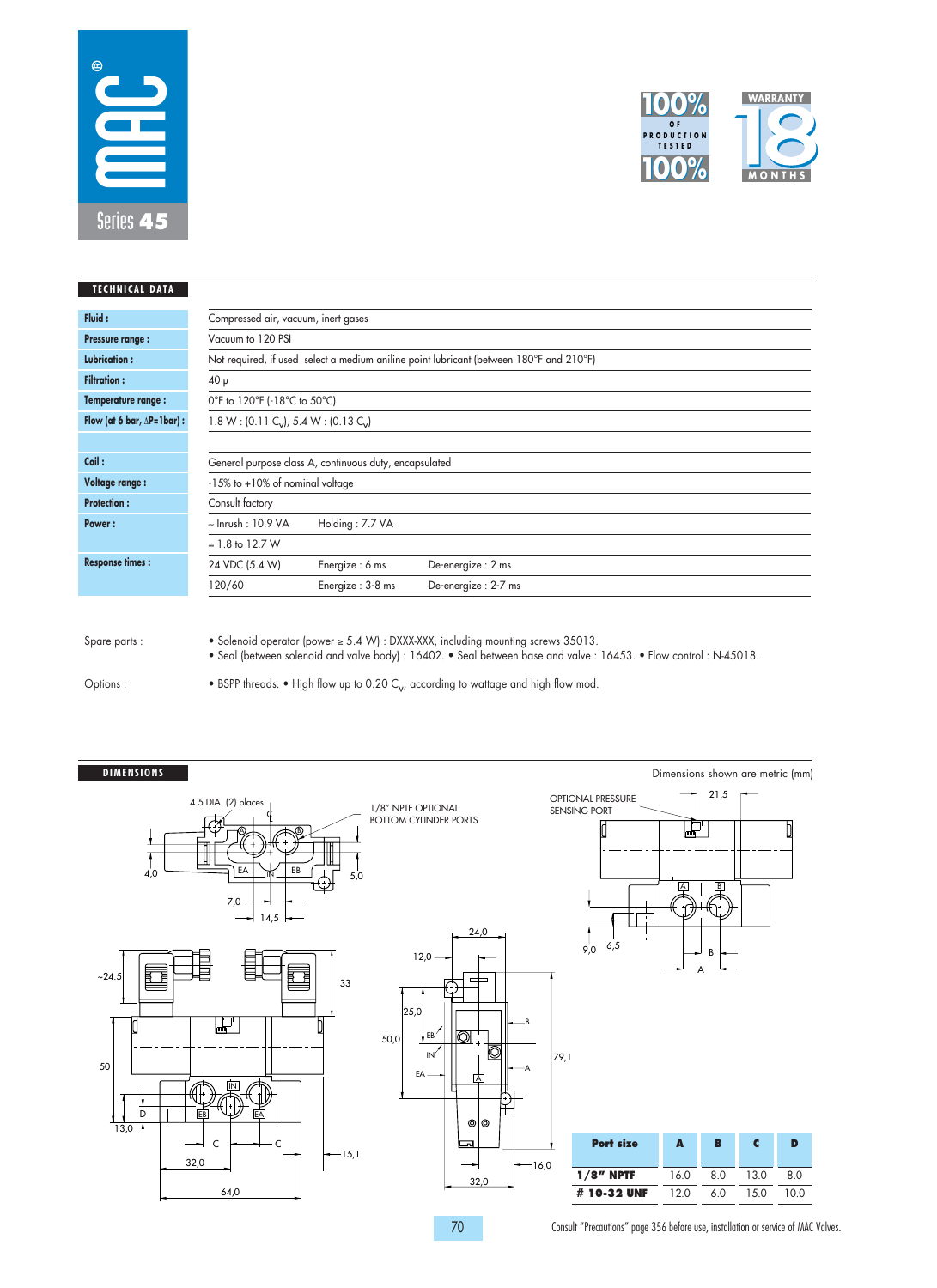# MAC Series 45

100% of production tested 100%

Warranty 18 months

## TECHNICAL DATA

| | |
|---|---|
| **Fluid :** | Compressed air, vacuum, inert gases |
| **Pressure range :** | Vacuum to 120 PSI |
| **Lubrication :** | Not required, if used select a medium aniline point lubricant (between 180°F and 210°F) |
| **Filtration :** | 40 µ |
| **Temperature range :** | 0°F to 120°F (-18°C to 50°C) |
| **Flow (at 6 bar, ΔP=1bar) :** | 1.8 W : (0.11 $C_V$), 5.4 W : (0.13 $C_V$) |
| | |
| **Coil :** | General purpose class A, continuous duty, encapsulated |
| **Voltage range :** | -15% to +10% of nominal voltage |
| **Protection :** | Consult factory |
| **Power :** | ~ Inrush : 10.9 VA     Holding : 7.7 VA |
| | = 1.8 to 12.7 W |
| **Response times :** | 24 VDC (5.4 W)     Energize : 6 ms     De-energize : 2 ms |
| | 120/60     Energize : 3-8 ms     De-energize : 2-7 ms |

Spare parts :
- Solenoid operator (power ≥ 5.4 W) : DXXX-XXX, including mounting screws 35013.
- Seal (between solenoid and valve body) : 16402. • Seal between base and valve : 16453. • Flow control : N-45018.

Options :
- BSPP threads. • High flow up to 0.20 $C_V$, according to wattage and high flow mod.

## DIMENSIONS

Dimensions shown are metric (mm)

4.5 DIA. (2) places — 1/8" NPTF OPTIONAL BOTTOM CYLINDER PORTS — OPTIONAL PRESSURE SENSING PORT

| Port size | A | B | C | D |
|---|---|---|---|---|
| **1/8" NPTF** | 16.0 | 8.0 | 13.0 | 8.0 |
| **# 10-32 UNF** | 12.0 | 6.0 | 15.0 | 10.0 |

Consult "Precautions" page 356 before use, installation or service of MAC Valves.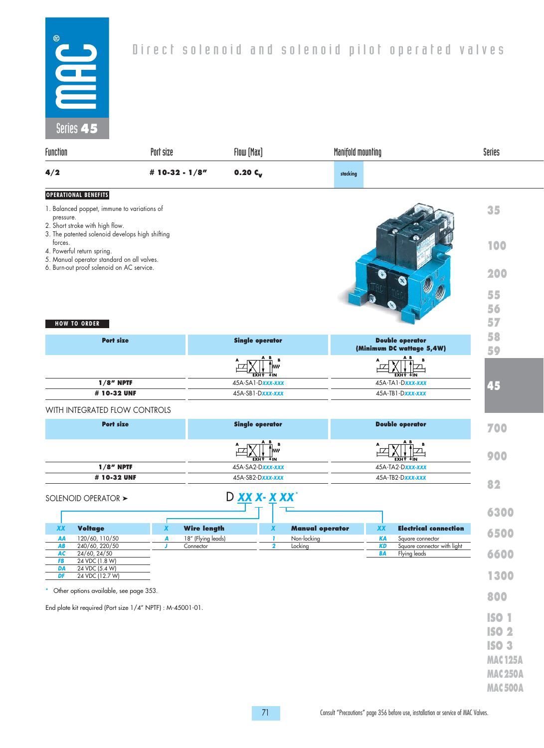# Direct solenoid and solenoid pilot operated valves

**Series 45**

| Function | Port size | Flow (Max) | Manifold mounting |
|---|---|---|---|
| 4/2 | # 10-32 - 1/8" | 0.20 $C_v$ | stacking |

## OPERATIONAL BENEFITS

1. Balanced poppet, immune to variations of pressure.
2. Short stroke with high flow.
3. The patented solenoid develops high shifting forces.
4. Powerful return spring.
5. Manual operator standard on all valves.
6. Burn-out proof solenoid on AC service.

## HOW TO ORDER

| Port size | Single operator | Double operator (Minimum DC wattage 5,4W) |
|---|---|---|
| 1/8" NPTF | 45A-SA1-Dxxx-xxx | 45A-TA1-Dxxx-xxx |
| # 10-32 UNF | 45A-SB1-Dxxx-xxx | 45A-TB1-Dxxx-xxx |

WITH INTEGRATED FLOW CONTROLS

| Port size | Single operator | Double operator |
|---|---|---|
| 1/8" NPTF | 45A-SA2-Dxxx-xxx | 45A-TA2-Dxxx-xxx |
| # 10-32 UNF | 45A-SB2-Dxxx-xxx | 45A-TB2-Dxxx-xxx |

SOLENOID OPERATOR ➤ D XX X- X XX*

| XX | Voltage |
|---|---|
| AA | 120/60, 110/50 |
| AB | 240/60, 220/50 |
| AC | 24/60, 24/50 |
| FB | 24 VDC (1.8 W) |
| DA | 24 VDC (5.4 W) |
| DF | 24 VDC (12.7 W) |

| X | Wire length |
|---|---|
| A | 18" (Flying leads) |
| J | Connector |

| X | Manual operator |
|---|---|
| 1 | Non-locking |
| 2 | Locking |

| XX | Electrical connection |
|---|---|
| KA | Square connector |
| KD | Square connector with light |
| BA | Flying leads |

\* Other options available, see page 353.

End plate kit required (Port size 1/4" NPTF) : M-45001-01.

Consult "Precautions" page 356 before use, installation or service of MAC Valves.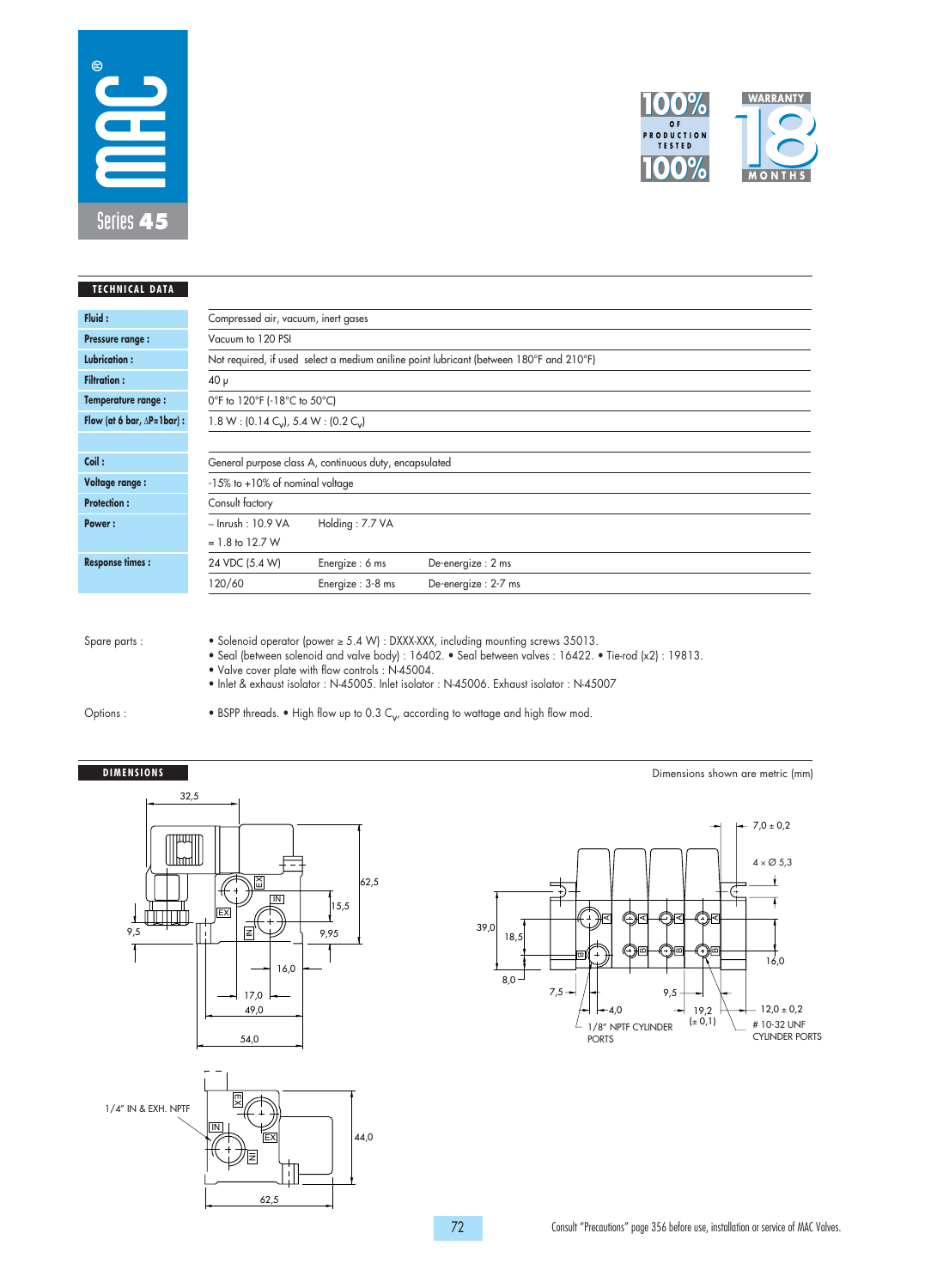# MAC Series 45

100% of production tested

Warranty 18 months

## TECHNICAL DATA

| | | | |
|---|---|---|---|
| **Fluid :** | Compressed air, vacuum, inert gases | | |
| **Pressure range :** | Vacuum to 120 PSI | | |
| **Lubrication :** | Not required, if used select a medium aniline point lubricant (between 180°F and 210°F) | | |
| **Filtration :** | 40 µ | | |
| **Temperature range :** | 0°F to 120°F (-18°C to 50°C) | | |
| **Flow (at 6 bar, ΔP=1bar) :** | 1.8 W : (0.14 $C_v$), 5.4 W : (0.2 $C_v$) | | |
| | | | |
| **Coil :** | General purpose class A, continuous duty, encapsulated | | |
| **Voltage range :** | -15% to +10% of nominal voltage | | |
| **Protection :** | Consult factory | | |
| **Power :** | ~ Inrush : 10.9 VA | Holding : 7.7 VA | |
| | = 1.8 to 12.7 W | | |
| **Response times :** | 24 VDC (5.4 W) | Energize : 6 ms | De-energize : 2 ms |
| | 120/60 | Energize : 3-8 ms | De-energize : 2-7 ms |

Spare parts :

- Solenoid operator (power ≥ 5.4 W) : DXXX-XXX, including mounting screws 35013.
- Seal (between solenoid and valve body) : 16402. • Seal between valves : 16422. • Tie-rod (x2) : 19813.
- Valve cover plate with flow controls : N-45004.
- Inlet & exhaust isolator : N-45005. Inlet isolator : N-45006. Exhaust isolator : N-45007

Options :

- BSPP threads. • High flow up to 0.3 $C_v$, according to wattage and high flow mod.

## DIMENSIONS

Dimensions shown are metric (mm)

32,5 — 62,5 — 15,5 — 9,5 — 9,95 — 16,0 — 17,0 — 49,0 — 54,0 — EX — IN

7,0 ± 0,2 — 4 × Ø 5,3 — 39,0 — 18,5 — 8,0 — 7,5 — 9,5 — 4,0 — 19,2 (± 0,1) — 16,0 — 12,0 ± 0,2 — 1/8" NPTF CYLINDER PORTS — # 10-32 UNF CYLINDER PORTS — A — B

1/4" IN & EXH. NPTF — 44,0 — 62,5 — EX — IN

Consult "Precautions" page 356 before use, installation or service of MAC Valves.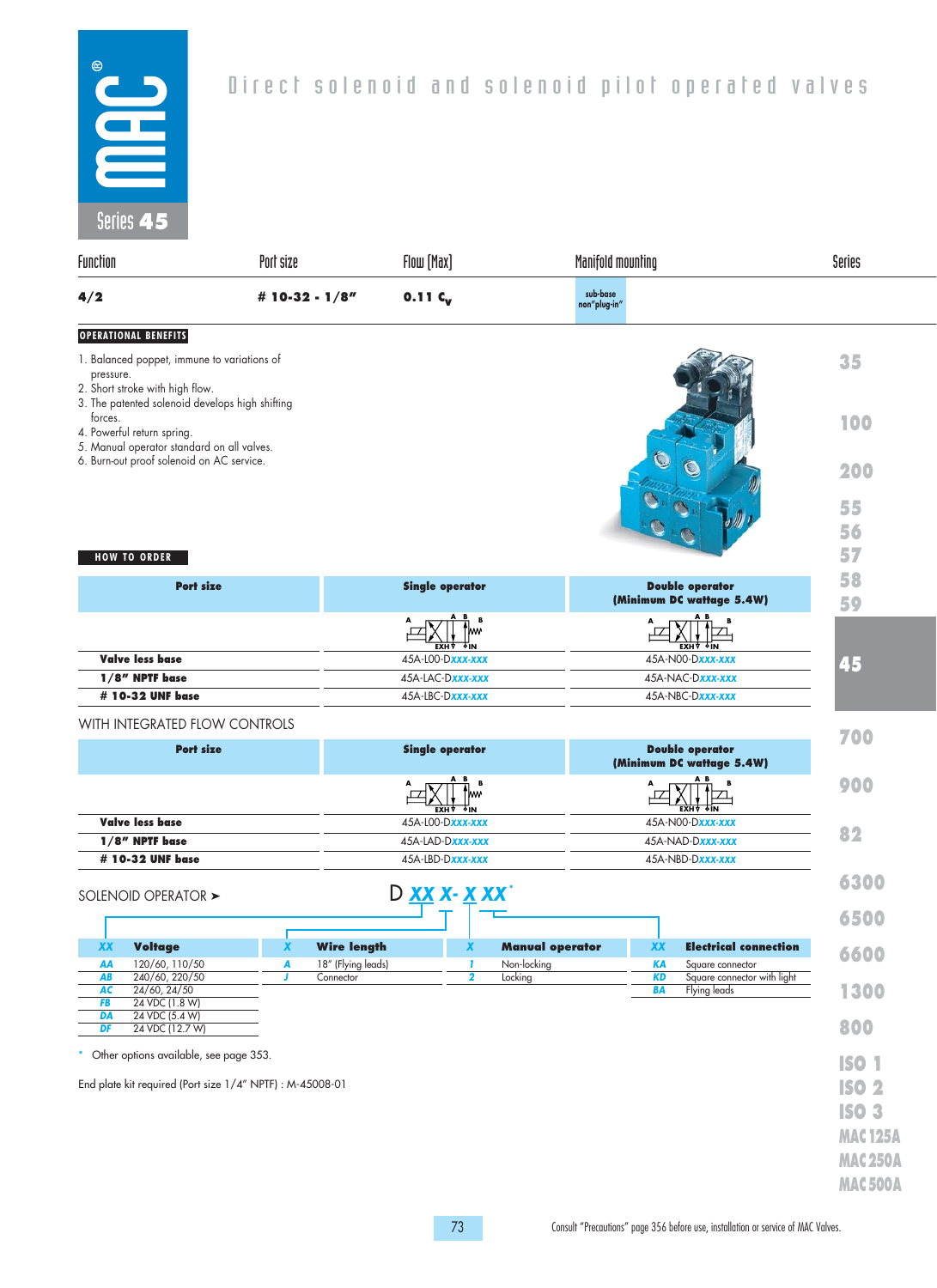# Direct solenoid and solenoid pilot operated valves

## Series 45

| Function | Port size | Flow (Max) | Manifold mounting | Series |
|---|---|---|---|---|
| 4/2 | # 10-32 - 1/8" | 0.11 $C_v$ | sub-base non"plug-in" | |

### OPERATIONAL BENEFITS

1. Balanced poppet, immune to variations of pressure.
2. Short stroke with high flow.
3. The patented solenoid develops high shifting forces.
4. Powerful return spring.
5. Manual operator standard on all valves.
6. Burn-out proof solenoid on AC service.

### HOW TO ORDER

| Port size | Single operator | Double operator (Minimum DC wattage 5.4W) |
|---|---|---|
| Valve less base | 45A-L00-Dxxx-xxx | 45A-N00-Dxxx-xxx |
| 1/8" NPTF base | 45A-LAC-Dxxx-xxx | 45A-NAC-Dxxx-xxx |
| # 10-32 UNF base | 45A-LBC-Dxxx-xxx | 45A-NBC-Dxxx-xxx |

WITH INTEGRATED FLOW CONTROLS

| Port size | Single operator | Double operator (Minimum DC wattage 5.4W) |
|---|---|---|
| Valve less base | 45A-L00-Dxxx-xxx | 45A-N00-Dxxx-xxx |
| 1/8" NPTF base | 45A-LAD-Dxxx-xxx | 45A-NAD-Dxxx-xxx |
| # 10-32 UNF base | 45A-LBD-Dxxx-xxx | 45A-NBD-Dxxx-xxx |

SOLENOID OPERATOR ➤ D XX X- X XX*

| XX | Voltage |
|---|---|
| AA | 120/60, 110/50 |
| AB | 240/60, 220/50 |
| AC | 24/60, 24/50 |
| FB | 24 VDC (1.8 W) |
| DA | 24 VDC (5.4 W) |
| DF | 24 VDC (12.7 W) |

| X | Wire length |
|---|---|
| A | 18" (Flying leads) |
| J | Connector |

| X | Manual operator |
|---|---|
| 1 | Non-locking |
| 2 | Locking |

| XX | Electrical connection |
|---|---|
| KA | Square connector |
| KD | Square connector with light |
| BA | Flying leads |

\* Other options available, see page 353.

End plate kit required (Port size 1/4" NPTF) : M-45008-01

Consult "Precautions" page 356 before use, installation or service of MAC Valves.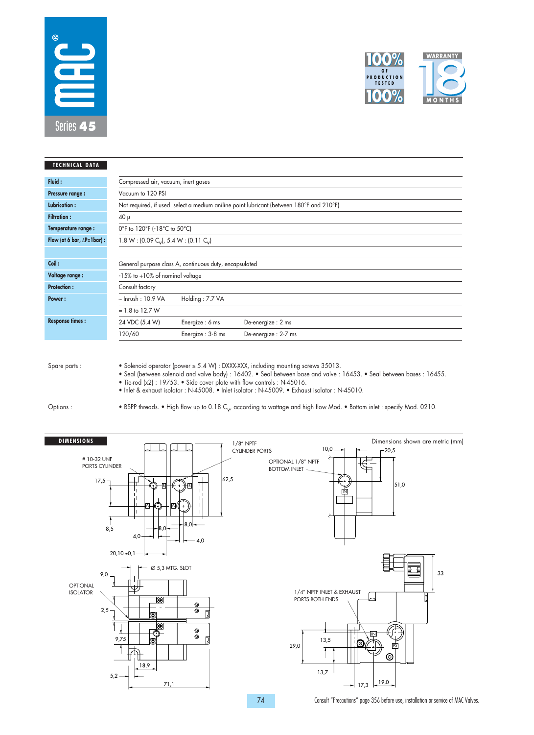# MAC Series 45

100% OF PRODUCTION TESTED 100%

WARRANTY 18 MONTHS

## TECHNICAL DATA

| | | | |
|---|---|---|---|
| **Fluid :** | Compressed air, vacuum, inert gases | | |
| **Pressure range :** | Vacuum to 120 PSI | | |
| **Lubrication :** | Not required, if used select a medium aniline point lubricant (between 180°F and 210°F) | | |
| **Filtration :** | 40 µ | | |
| **Temperature range :** | 0°F to 120°F (-18°C to 50°C) | | |
| **Flow (at 6 bar, ΔP=1bar) :** | 1.8 W : (0.09 $C_v$), 5.4 W : (0.11 $C_v$) | | |
| | | | |
| **Coil :** | General purpose class A, continuous duty, encapsulated | | |
| **Voltage range :** | -15% to +10% of nominal voltage | | |
| **Protection :** | Consult factory | | |
| **Power :** | ~ Inrush : 10.9 VA | Holding : 7.7 VA | |
| | = 1.8 to 12.7 W | | |
| **Response times :** | 24 VDC (5.4 W) | Energize : 6 ms | De-energize : 2 ms |
| | 120/60 | Energize : 3-8 ms | De-energize : 2-7 ms |

Spare parts :
- Solenoid operator (power ≥ 5.4 W) : DXXX-XXX, including mounting screws 35013.
- Seal (between solenoid and valve body) : 16402. • Seal between base and valve : 16453. • Seal between bases : 16455.
- Tie-rod (x2) : 19753. • Side cover plate with flow controls : N-45016.
- Inlet & exhaust isolator : N-45008. • Inlet isolator : N-45009. • Exhaust isolator : N-45010.

Options :
- BSPP threads. • High flow up to 0.18 $C_v$, according to wattage and high flow Mod. • Bottom inlet : specify Mod. 0210.

## DIMENSIONS

Dimensions shown are metric (mm)

# 10-32 UNF PORTS CYLINDER; 1/8" NPTF CYLINDER PORTS; OPTIONAL 1/8" NPTF BOTTOM INLET; Ø 5,3 MTG. SLOT; OPTIONAL ISOLATOR; 1/4" NPTF INLET & EXHAUST PORTS BOTH ENDS

17,5; 62,5; 8,5; 8,0; 8,0; 4,0; 4,0; 20,10 ±0,1; 10,0; 20,5; 51,0; 9,0; 2,5; 9,75; 18,9; 5,2; 71,1; 33; 13,5; 29,0; 13,7; 17,3; 19,0

Consult "Precautions" page 356 before use, installation or service of MAC Valves.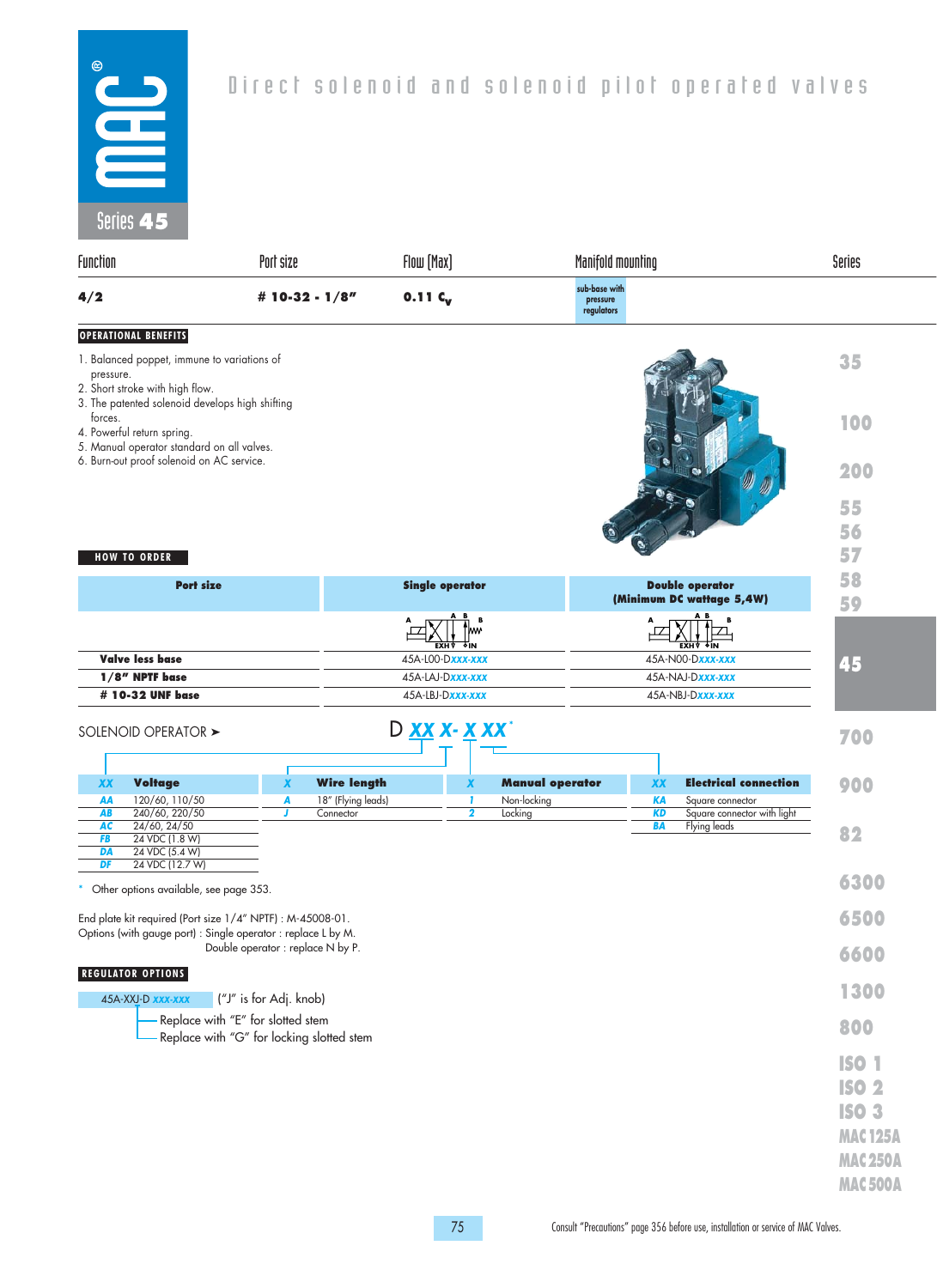# Direct solenoid and solenoid pilot operated valves

## Series 45

| Function | Port size | Flow (Max) | Manifold mounting |
|---|---|---|---|
| 4/2 | # 10-32 - 1/8" | 0.11 $C_v$ | sub-base with pressure regulators |

### OPERATIONAL BENEFITS

1. Balanced poppet, immune to variations of pressure.
2. Short stroke with high flow.
3. The patented solenoid develops high shifting forces.
4. Powerful return spring.
5. Manual operator standard on all valves.
6. Burn-out proof solenoid on AC service.

### HOW TO ORDER

| Port size | Single operator | Double operator (Minimum DC wattage 5,4W) |
|---|---|---|
| Valve less base | 45A-L00-Dxxx-xxx | 45A-N00-Dxxx-xxx |
| 1/8" NPTF base | 45A-LAJ-Dxxx-xxx | 45A-NAJ-Dxxx-xxx |
| # 10-32 UNF base | 45A-LBJ-Dxxx-xxx | 45A-NBJ-Dxxx-xxx |

SOLENOID OPERATOR ➤ D XX X- X XX*

| XX | Voltage |
|---|---|
| AA | 120/60, 110/50 |
| AB | 240/60, 220/50 |
| AC | 24/60, 24/50 |
| FB | 24 VDC (1.8 W) |
| DA | 24 VDC (5.4 W) |
| DF | 24 VDC (12.7 W) |

| X | Wire length |
|---|---|
| A | 18" (Flying leads) |
| J | Connector |

| X | Manual operator |
|---|---|
| 1 | Non-locking |
| 2 | Locking |

| XX | Electrical connection |
|---|---|
| KA | Square connector |
| KD | Square connector with light |
| BA | Flying leads |

\* Other options available, see page 353.

End plate kit required (Port size 1/4" NPTF) : M-45008-01.
Options (with gauge port) : Single operator : replace L by M.
Double operator : replace N by P.

### REGULATOR OPTIONS

45A-XXJ-D xxx-xxx ("J" is for Adj. knob)
- Replace with "E" for slotted stem
- Replace with "G" for locking slotted stem

Consult "Precautions" page 356 before use, installation or service of MAC Valves.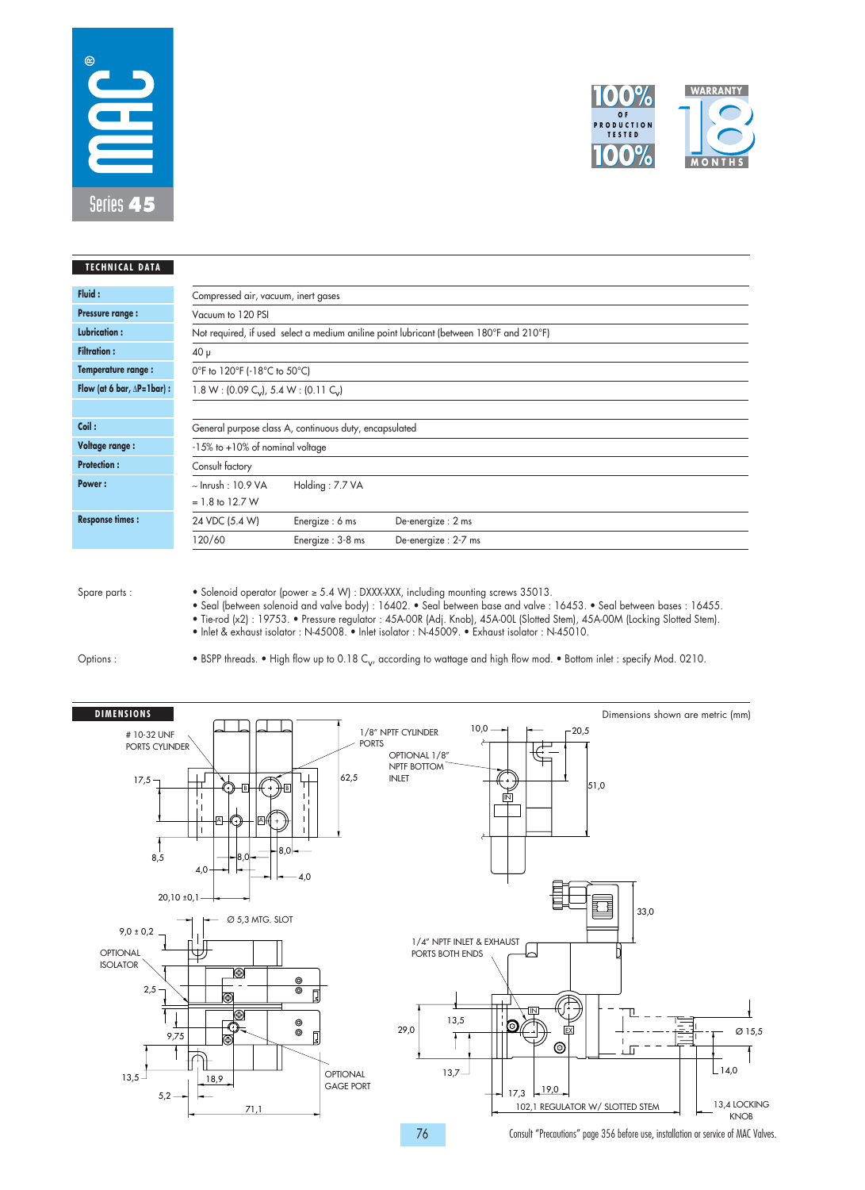# MAC Series 45

100% OF PRODUCTION TESTED 100%

WARRANTY 18 MONTHS

## TECHNICAL DATA

| | |
|---|---|
| **Fluid :** | Compressed air, vacuum, inert gases |
| **Pressure range :** | Vacuum to 120 PSI |
| **Lubrication :** | Not required, if used select a medium aniline point lubricant (between 180°F and 210°F) |
| **Filtration :** | 40 µ |
| **Temperature range :** | 0°F to 120°F (-18°C to 50°C) |
| **Flow (at 6 bar, ΔP=1bar) :** | 1.8 W : (0.09 $C_V$), 5.4 W : (0.11 $C_V$) |
| | |
| **Coil :** | General purpose class A, continuous duty, encapsulated |
| **Voltage range :** | -15% to +10% of nominal voltage |
| **Protection :** | Consult factory |
| **Power :** | ~ Inrush : 10.9 VA     Holding : 7.7 VA<br>= 1.8 to 12.7 W |
| **Response times :** | 24 VDC (5.4 W)     Energize : 6 ms     De-energize : 2 ms<br>120/60     Energize : 3-8 ms     De-energize : 2-7 ms |

Spare parts :
- Solenoid operator (power ≥ 5.4 W) : DXXX-XXX, including mounting screws 35013.
- Seal (between solenoid and valve body) : 16402. • Seal between base and valve : 16453. • Seal between bases : 16455.
- Tie-rod (x2) : 19753. • Pressure regulator : 45A-00R (Adj. Knob), 45A-00L (Slotted Stem), 45A-00M (Locking Slotted Stem).
- Inlet & exhaust isolator : N-45008. • Inlet isolator : N-45009. • Exhaust isolator : N-45010.

Options :
- BSPP threads. • High flow up to 0.18 $C_V$, according to wattage and high flow mod. • Bottom inlet : specify Mod. 0210.

## DIMENSIONS

Dimensions shown are metric (mm)

# 10-32 UNF PORTS CYLINDER; 1/8" NPTF CYLINDER PORTS; OPTIONAL 1/8" NPTF BOTTOM INLET; 17,5; 62,5; 10,0; 20,5; 51,0; 8,5; 8,0; 8,0; 4,0; 4,0; 20,10 ±0,1; Ø 5,3 MTG. SLOT; 9,0 ± 0,2; OPTIONAL ISOLATOR; 2,5; 9,75; 13,5; 18,9; 5,2; 71,1; OPTIONAL GAGE PORT; 33,0; 1/4" NPTF INLET & EXHAUST PORTS BOTH ENDS; 29,0; 13,5; 13,7; 17,3; 19,0; 102,1 REGULATOR W/ SLOTTED STEM; Ø 15,5; 14,0; 13,4 LOCKING KNOB

Consult "Precautions" page 356 before use, installation or service of MAC Valves.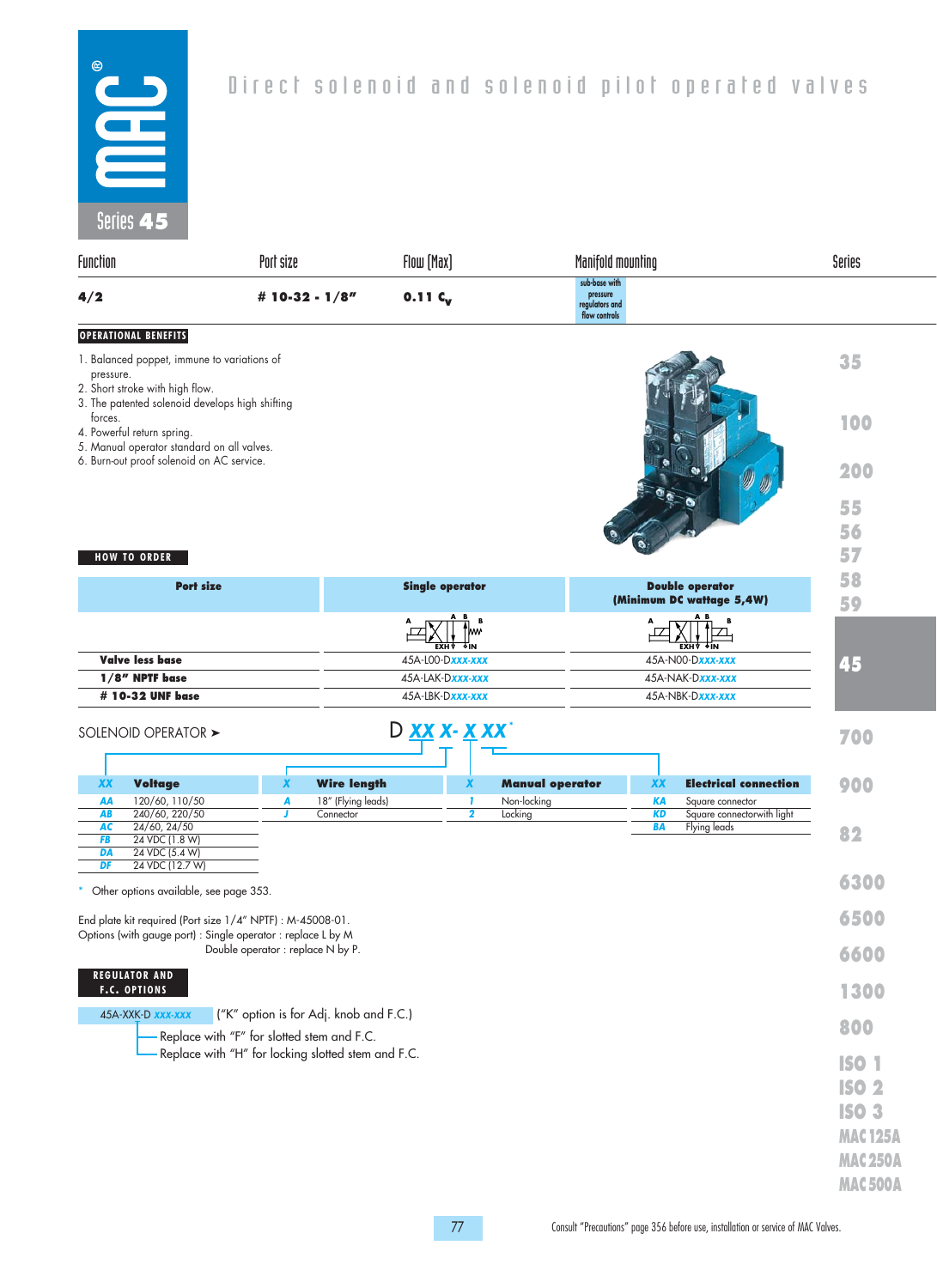# Series 45

## Direct solenoid and solenoid pilot operated valves

| Function | Port size | Flow (Max) | Manifold mounting | Series |
|---|---|---|---|---|
| 4/2 | # 10-32 - 1/8" | 0.11 $C_v$ | sub-base with pressure regulators and flow controls | |

### OPERATIONAL BENEFITS

1. Balanced poppet, immune to variations of pressure.
2. Short stroke with high flow.
3. The patented solenoid develops high shifting forces.
4. Powerful return spring.
5. Manual operator standard on all valves.
6. Burn-out proof solenoid on AC service.

### HOW TO ORDER

| Port size | Single operator | Double operator (Minimum DC wattage 5,4W) |
|---|---|---|
| Valve less base | 45A-L00-D*xxx-xxx* | 45A-N00-D*xxx-xxx* |
| 1/8" NPTF base | 45A-LAK-D*xxx-xxx* | 45A-NAK-D*xxx-xxx* |
| # 10-32 UNF base | 45A-LBK-D*xxx-xxx* | 45A-NBK-D*xxx-xxx* |

SOLENOID OPERATOR ➤ D **XX X- X XX***

| XX | Voltage |
|---|---|
| AA | 120/60, 110/50 |
| AB | 240/60, 220/50 |
| AC | 24/60, 24/50 |
| FB | 24 VDC (1.8 W) |
| DA | 24 VDC (5.4 W) |
| DF | 24 VDC (12.7 W) |

| X | Wire length |
|---|---|
| A | 18" (Flying leads) |
| J | Connector |

| X | Manual operator |
|---|---|
| 1 | Non-locking |
| 2 | Locking |

| XX | Electrical connection |
|---|---|
| KA | Square connector |
| KD | Square connectorwith light |
| BA | Flying leads |

\* Other options available, see page 353.

End plate kit required (Port size 1/4" NPTF) : M-45008-01.
Options (with gauge port) : Single operator : replace L by M
Double operator : replace N by P.

### REGULATOR AND F.C. OPTIONS

45A-XXK-D *xxx-xxx* ("K" option is for Adj. knob and F.C.)
- Replace with "F" for slotted stem and F.C.
- Replace with "H" for locking slotted stem and F.C.

Consult "Precautions" page 356 before use, installation or service of MAC Valves.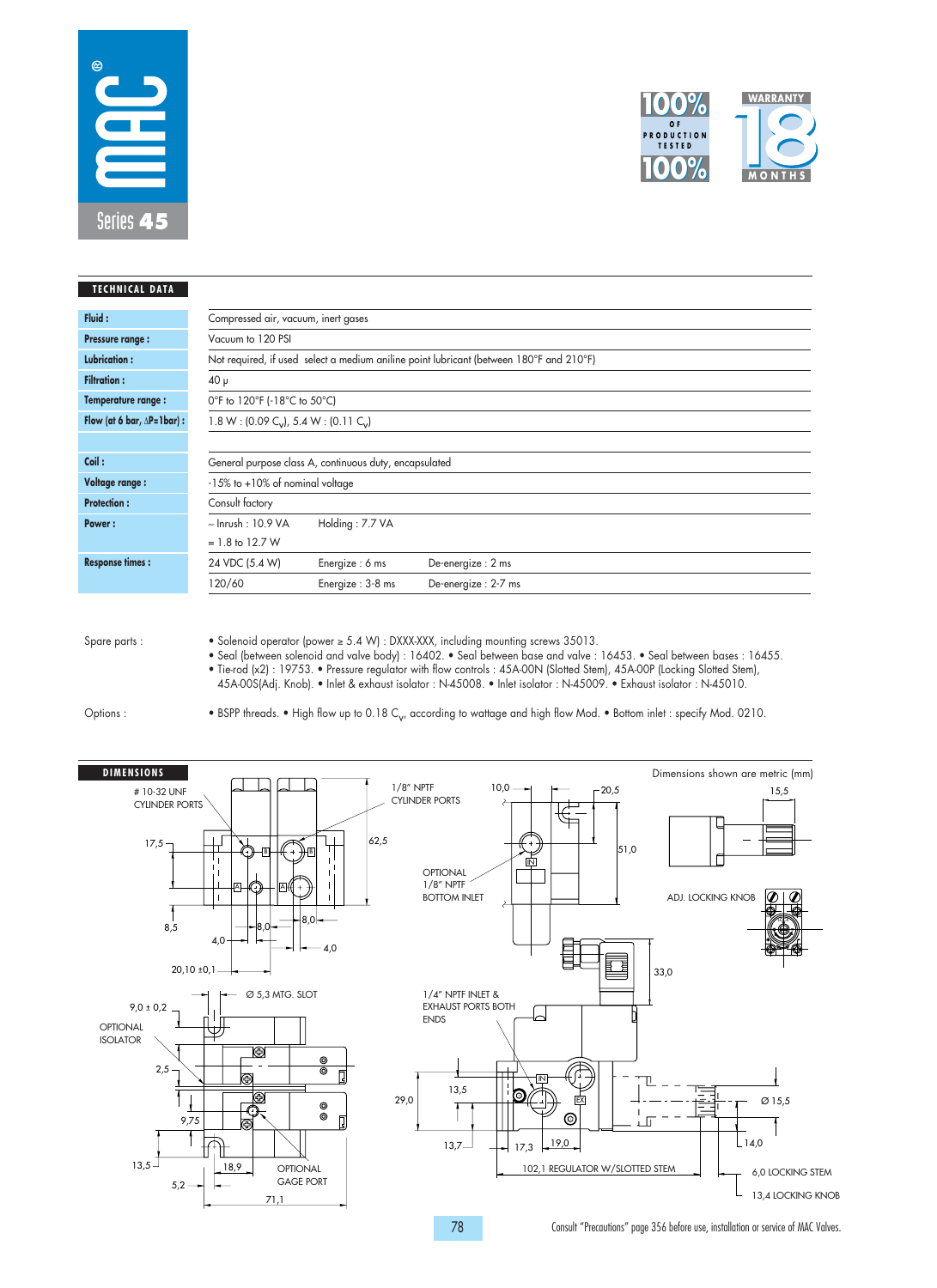# MAC Series 45

100% OF PRODUCTION TESTED 100%

WARRANTY 18 MONTHS

## TECHNICAL DATA

| | |
|---|---|
| **Fluid :** | Compressed air, vacuum, inert gases |
| **Pressure range :** | Vacuum to 120 PSI |
| **Lubrication :** | Not required, if used select a medium aniline point lubricant (between 180°F and 210°F) |
| **Filtration :** | 40 μ |
| **Temperature range :** | 0°F to 120°F (-18°C to 50°C) |
| **Flow (at 6 bar, ΔP=1bar) :** | 1.8 W : (0.09 $C_v$), 5.4 W : (0.11 $C_v$) |
| | |
| **Coil :** | General purpose class A, continuous duty, encapsulated |
| **Voltage range :** | -15% to +10% of nominal voltage |
| **Protection :** | Consult factory |
| **Power :** | ~ Inrush : 10.9 VA     Holding : 7.7 VA |
| | = 1.8 to 12.7 W |
| **Response times :** | 24 VDC (5.4 W)     Energize : 6 ms     De-energize : 2 ms |
| | 120/60     Energize : 3-8 ms     De-energize : 2-7 ms |

Spare parts :
- Solenoid operator (power ≥ 5.4 W) : DXXX-XXX, including mounting screws 35013.
- Seal (between solenoid and valve body) : 16402. • Seal between base and valve : 16453. • Seal between bases : 16455.
- Tie-rod (x2) : 19753. • Pressure regulator with flow controls : 45A-00N (Slotted Stem), 45A-00P (Locking Slotted Stem), 45A-00S(Adj. Knob). • Inlet & exhaust isolator : N-45008. • Inlet isolator : N-45009. • Exhaust isolator : N-45010.

Options :
- BSPP threads. • High flow up to 0.18 $C_v$, according to wattage and high flow Mod. • Bottom inlet : specify Mod. 0210.

## DIMENSIONS

Dimensions shown are metric (mm)

# 10-32 UNF CYLINDER PORTS; 1/8" NPTF CYLINDER PORTS; OPTIONAL 1/8" NPTF BOTTOM INLET; ADJ. LOCKING KNOB; Ø 5,3 MTG. SLOT; OPTIONAL ISOLATOR; OPTIONAL GAGE PORT; 1/4" NPTF INLET & EXHAUST PORTS BOTH ENDS; 102,1 REGULATOR W/SLOTTED STEM; 6,0 LOCKING STEM; 13,4 LOCKING KNOB; Ø 15,5

17,5; 62,5; 8,5; 8,0; 8,0; 4,0; 4,0; 20,10 ±0,1; 10,0; 20,5; 51,0; 15,5; 33,0; 9,0 ± 0,2; 2,5; 9,75; 13,5; 18,9; 5,2; 71,1; 29,0; 13,5; 13,7; 17,3; 19,0; 14,0

Consult "Precautions" page 356 before use, installation or service of MAC Valves.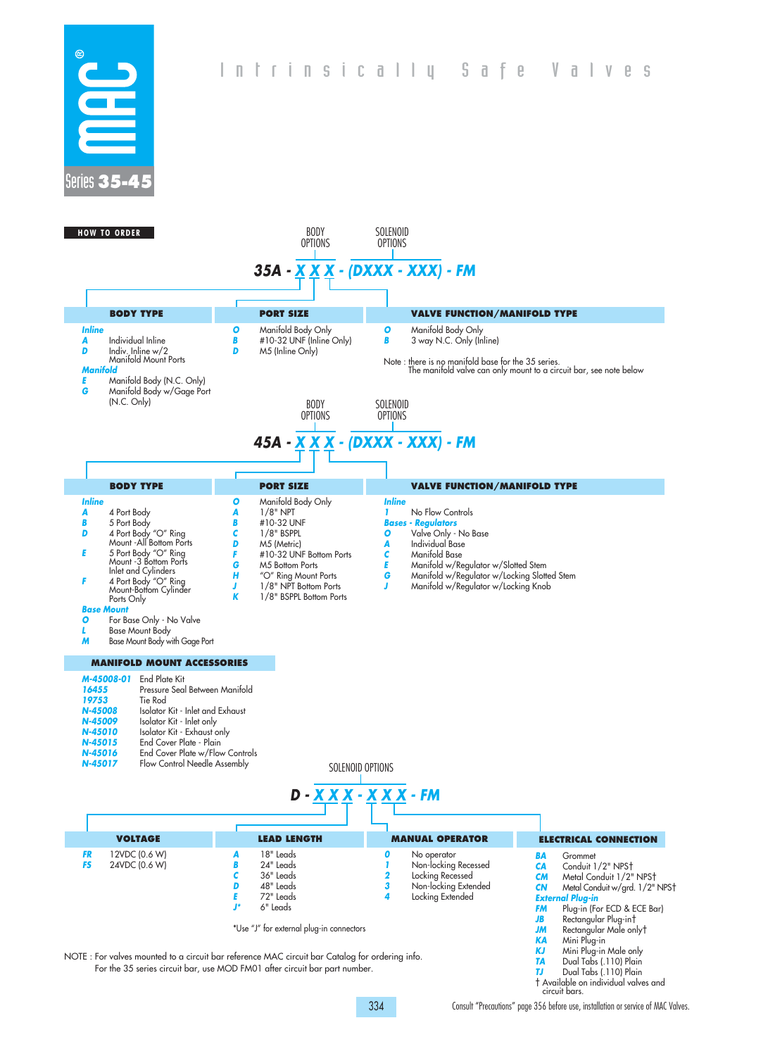# Intrinsically Safe Valves

MAC® Series 35-45

## HOW TO ORDER

**35A - X X X - (DXXX - XXX) - FM**

BODY OPTIONS: X X X — SOLENOID OPTIONS: (DXXX - XXX)

| BODY TYPE | | PORT SIZE | | VALVE FUNCTION/MANIFOLD TYPE | |
|---|---|---|---|---|---|
| *Inline* | | **O** | Manifold Body Only | **O** | Manifold Body Only |
| **A** | Individual Inline | **B** | #10-32 UNF (Inline Only) | **B** | 3 way N.C. Only (Inline) |
| **D** | Indiv. Inline w/2 Manifold Mount Ports | **D** | M5 (Inline Only) | | |
| *Manifold* | | | | | |
| **E** | Manifold Body (N.C. Only) | | | | |
| **G** | Manifold Body w/Gage Port (N.C. Only) | | | | |

Note : there is no manifold base for the 35 series.
The manifold valve can only mount to a circuit bar, see note below

**45A - X X X - (DXXX - XXX) - FM**

BODY OPTIONS: X X X — SOLENOID OPTIONS: (DXXX - XXX)

| BODY TYPE | | PORT SIZE | | VALVE FUNCTION/MANIFOLD TYPE | |
|---|---|---|---|---|---|
| *Inline* | | **O** | Manifold Body Only | *Inline* | |
| **A** | 4 Port Body | **A** | 1/8" NPT | **1** | No Flow Controls |
| **B** | 5 Port Body | **B** | #10-32 UNF | *Bases - Regulators* | |
| **D** | 4 Port Body "O" Ring Mount -All Bottom Ports | **C** | 1/8" BSPPL | **O** | Valve Only - No Base |
| **E** | 5 Port Body "O" Ring Mount -3 Bottom Ports Inlet and Cylinders | **D** | M5 (Metric) | **A** | Individual Base |
| **F** | 4 Port Body "O" Ring Mount-Bottom Cylinder Ports Only | **F** | #10-32 UNF Bottom Ports | **C** | Manifold Base |
| *Base Mount* | | **G** | M5 Bottom Ports | **E** | Manifold w/Regulator w/Slotted Stem |
| **O** | For Base Only - No Valve | **H** | "O" Ring Mount Ports | **G** | Manifold w/Regulator w/Locking Slotted Stem |
| **L** | Base Mount Body | **J** | 1/8" NPT Bottom Ports | **J** | Manifold w/Regulator w/Locking Knob |
| **M** | Base Mount Body with Gage Port | **K** | 1/8" BSPPL Bottom Ports | | |

## MANIFOLD MOUNT ACCESSORIES

| Part No. | Description |
|---|---|
| **M-45008-01** | End Plate Kit |
| **16455** | Pressure Seal Between Manifold |
| **19753** | Tie Rod |
| **N-45008** | Isolator Kit - Inlet and Exhaust |
| **N-45009** | Isolator Kit - Inlet only |
| **N-45010** | Isolator Kit - Exhaust only |
| **N-45015** | End Cover Plate - Plain |
| **N-45016** | End Cover Plate w/Flow Controls |
| **N-45017** | Flow Control Needle Assembly |

**SOLENOID OPTIONS**

**D - X X X - X X X - FM**

| VOLTAGE | | LEAD LENGTH | | MANUAL OPERATOR | | ELECTRICAL CONNECTION | |
|---|---|---|---|---|---|---|---|
| **FR** | 12VDC (0.6 W) | **A** | 18" Leads | **0** | No operator | **BA** | Grommet |
| **FS** | 24VDC (0.6 W) | **B** | 24" Leads | **1** | Non-locking Recessed | **CA** | Conduit 1/2" NPS† |
| | | **C** | 36" Leads | **2** | Locking Recessed | **CM** | Metal Conduit 1/2" NPS† |
| | | **D** | 48" Leads | **3** | Non-locking Extended | **CN** | Metal Conduit w/grd. 1/2" NPS† |
| | | **E** | 72" Leads | **4** | Locking Extended | *External Plug-in* | |
| | | **J*** | 6" Leads | | | **FM** | Plug-in (For ECD & ECE Bar) |
| | | | | | | **JB** | Rectangular Plug-in† |
| | | | | | | **JM** | Rectangular Male only† |
| | | | | | | **KA** | Mini Plug-in |
| | | | | | | **KJ** | Mini Plug-in Male only |
| | | | | | | **TA** | Dual Tabs (.110) Plain |
| | | | | | | **TJ** | Dual Tabs (.110) Plain |

*Use "J" for external plug-in connectors

† Available on individual valves and circuit bars.

NOTE : For valves mounted to a circuit bar reference MAC circuit bar Catalog for ordering info.
For the 35 series circuit bar, use MOD FM01 after circuit bar part number.

Consult "Precautions" page 356 before use, installation or service of MAC Valves.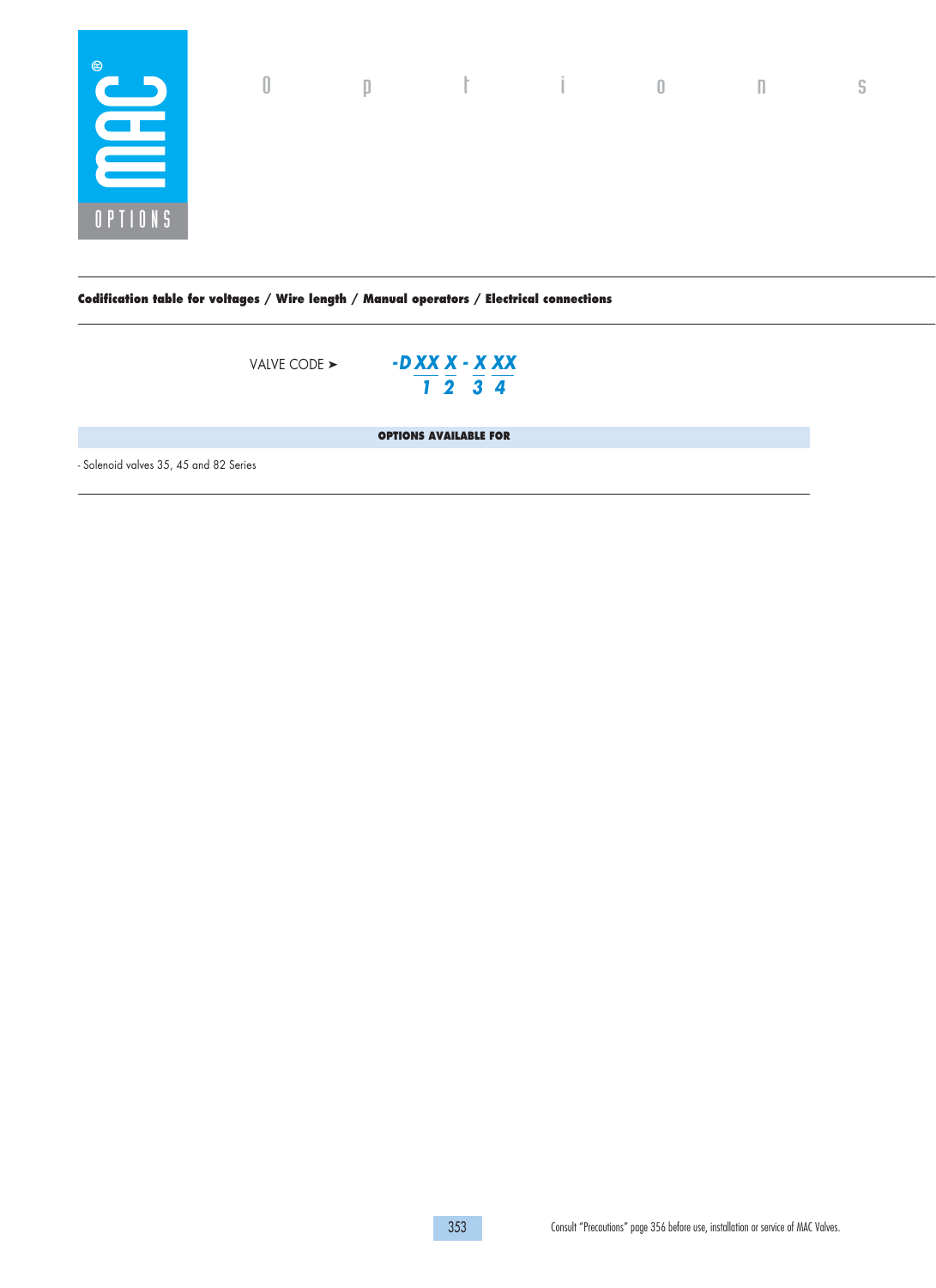**Codification table for voltages / Wire length / Manual operators / Electrical connections**

VALVE CODE ➤ **-D XX X - X XX**

| | 1 | 2 | 3 | 4 |
|---|---|---|---|---|
| -D | XX | X | - X | XX |

| OPTIONS AVAILABLE FOR |
|---|
| - Solenoid valves 35, 45 and 82 Series |

Consult "Precautions" page 356 before use, installation or service of MAC Valves.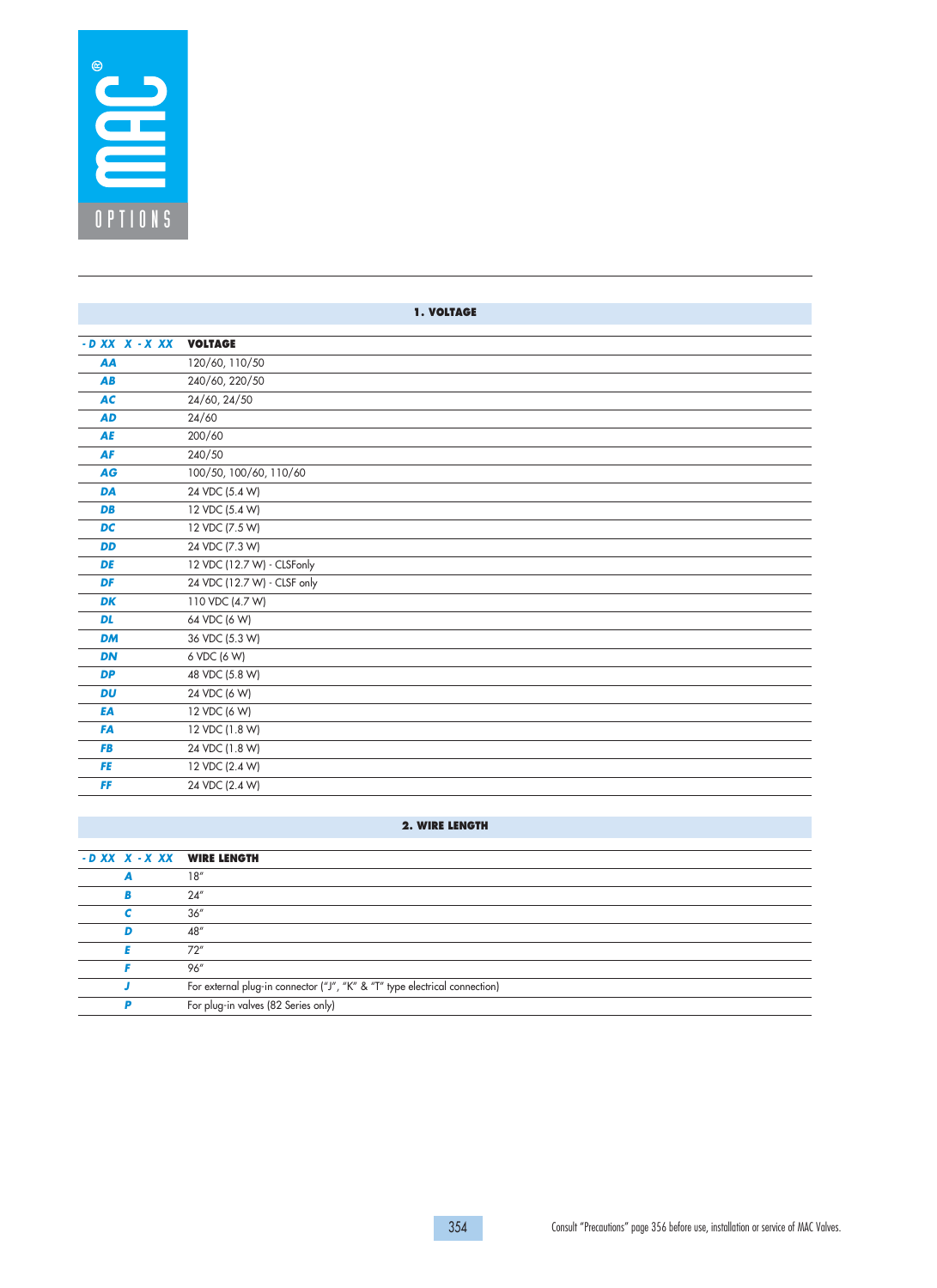MAC OPTIONS

## 1. VOLTAGE

| - D XX X - X XX | VOLTAGE |
|---|---|
| AA | 120/60, 110/50 |
| AB | 240/60, 220/50 |
| AC | 24/60, 24/50 |
| AD | 24/60 |
| AE | 200/60 |
| AF | 240/50 |
| AG | 100/50, 100/60, 110/60 |
| DA | 24 VDC (5.4 W) |
| DB | 12 VDC (5.4 W) |
| DC | 12 VDC (7.5 W) |
| DD | 24 VDC (7.3 W) |
| DE | 12 VDC (12.7 W) - CLSFonly |
| DF | 24 VDC (12.7 W) - CLSF only |
| DK | 110 VDC (4.7 W) |
| DL | 64 VDC (6 W) |
| DM | 36 VDC (5.3 W) |
| DN | 6 VDC (6 W) |
| DP | 48 VDC (5.8 W) |
| DU | 24 VDC (6 W) |
| EA | 12 VDC (6 W) |
| FA | 12 VDC (1.8 W) |
| FB | 24 VDC (1.8 W) |
| FE | 12 VDC (2.4 W) |
| FF | 24 VDC (2.4 W) |

## 2. WIRE LENGTH

| - D XX X - X XX | WIRE LENGTH |
|---|---|
| A | 18" |
| B | 24" |
| C | 36" |
| D | 48" |
| E | 72" |
| F | 96" |
| J | For external plug-in connector ("J", "K" & "T" type electrical connection) |
| P | For plug-in valves (82 Series only) |

Consult "Precautions" page 356 before use, installation or service of MAC Valves.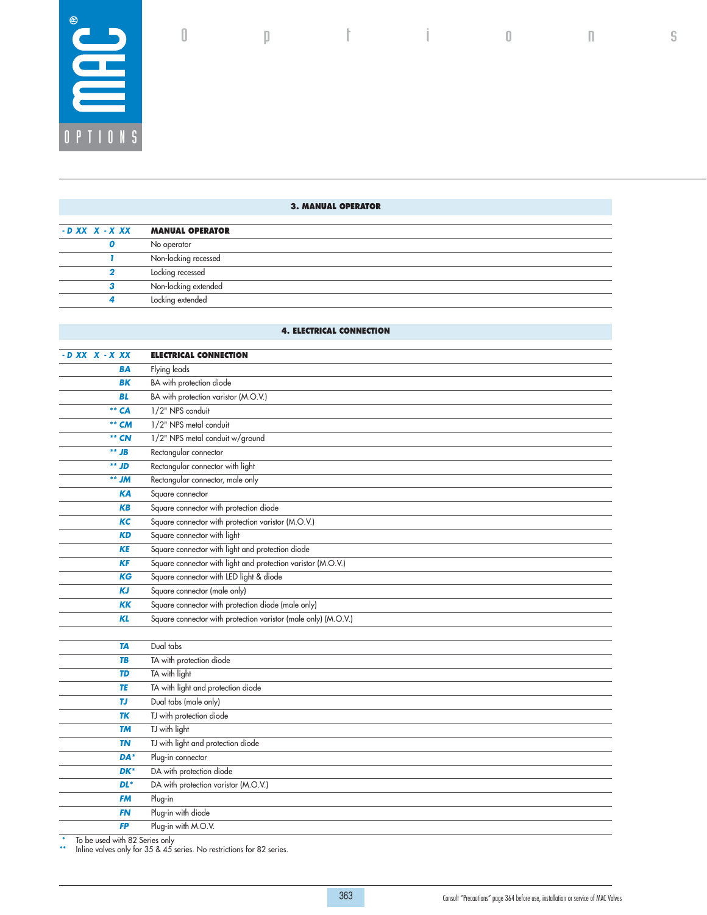# Options

## 3. MANUAL OPERATOR

| - D XX X - X XX | MANUAL OPERATOR |
|---|---|
| 0 | No operator |
| 1 | Non-locking recessed |
| 2 | Locking recessed |
| 3 | Non-locking extended |
| 4 | Locking extended |

## 4. ELECTRICAL CONNECTION

| - D XX X - X XX | ELECTRICAL CONNECTION |
|---|---|
| BA | Flying leads |
| BK | BA with protection diode |
| BL | BA with protection varistor (M.O.V.) |
| ** CA | 1/2" NPS conduit |
| ** CM | 1/2" NPS metal conduit |
| ** CN | 1/2" NPS metal conduit w/ground |
| ** JB | Rectangular connector |
| ** JD | Rectangular connector with light |
| ** JM | Rectangular connector, male only |
| KA | Square connector |
| KB | Square connector with protection diode |
| KC | Square connector with protection varistor (M.O.V.) |
| KD | Square connector with light |
| KE | Square connector with light and protection diode |
| KF | Square connector with light and protection varistor (M.O.V.) |
| KG | Square connector with LED light & diode |
| KJ | Square connector (male only) |
| KK | Square connector with protection diode (male only) |
| KL | Square connector with protection varistor (male only) (M.O.V.) |
| | |
| TA | Dual tabs |
| TB | TA with protection diode |
| TD | TA with light |
| TE | TA with light and protection diode |
| TJ | Dual tabs (male only) |
| TK | TJ with protection diode |
| TM | TJ with light |
| TN | TJ with light and protection diode |
| DA* | Plug-in connector |
| DK* | DA with protection diode |
| DL* | DA with protection varistor (M.O.V.) |
| FM | Plug-in |
| FN | Plug-in with diode |
| FP | Plug-in with M.O.V. |

\* To be used with 82 Series only

** Inline valves only for 35 & 45 series. No restrictions for 82 series.

Consult "Precautions" page 364 before use, installation or service of MAC Valves